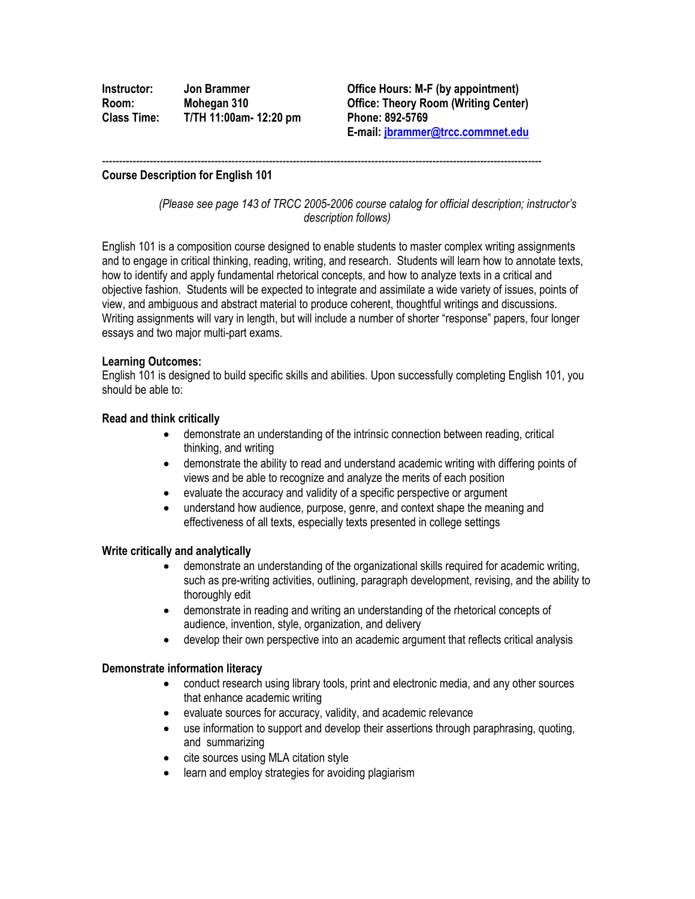| | | |
|---|---|---|
| **Instructor:** | **Jon Brammer** | **Office Hours: M-F (by appointment)** |
| **Room:** | **Mohegan 310** | **Office: Theory Room (Writing Center)** |
| **Class Time:** | **T/TH 11:00am- 12:20 pm** | **Phone: 892-5769** |
| | | **E-mail: jbrammer@trcc.commnet.edu** |

---

**Course Description for English 101**

*(Please see page 143 of TRCC 2005-2006 course catalog for official description; instructor's description follows)*

English 101 is a composition course designed to enable students to master complex writing assignments and to engage in critical thinking, reading, writing, and research. Students will learn how to annotate texts, how to identify and apply fundamental rhetorical concepts, and how to analyze texts in a critical and objective fashion. Students will be expected to integrate and assimilate a wide variety of issues, points of view, and ambiguous and abstract material to produce coherent, thoughtful writings and discussions. Writing assignments will vary in length, but will include a number of shorter "response" papers, four longer essays and two major multi-part exams.

**Learning Outcomes:**

English 101 is designed to build specific skills and abilities. Upon successfully completing English 101, you should be able to:

**Read and think critically**

- demonstrate an understanding of the intrinsic connection between reading, critical thinking, and writing
- demonstrate the ability to read and understand academic writing with differing points of views and be able to recognize and analyze the merits of each position
- evaluate the accuracy and validity of a specific perspective or argument
- understand how audience, purpose, genre, and context shape the meaning and effectiveness of all texts, especially texts presented in college settings

**Write critically and analytically**

- demonstrate an understanding of the organizational skills required for academic writing, such as pre-writing activities, outlining, paragraph development, revising, and the ability to thoroughly edit
- demonstrate in reading and writing an understanding of the rhetorical concepts of audience, invention, style, organization, and delivery
- develop their own perspective into an academic argument that reflects critical analysis

**Demonstrate information literacy**

- conduct research using library tools, print and electronic media, and any other sources that enhance academic writing
- evaluate sources for accuracy, validity, and academic relevance
- use information to support and develop their assertions through paraphrasing, quoting, and summarizing
- cite sources using MLA citation style
- learn and employ strategies for avoiding plagiarism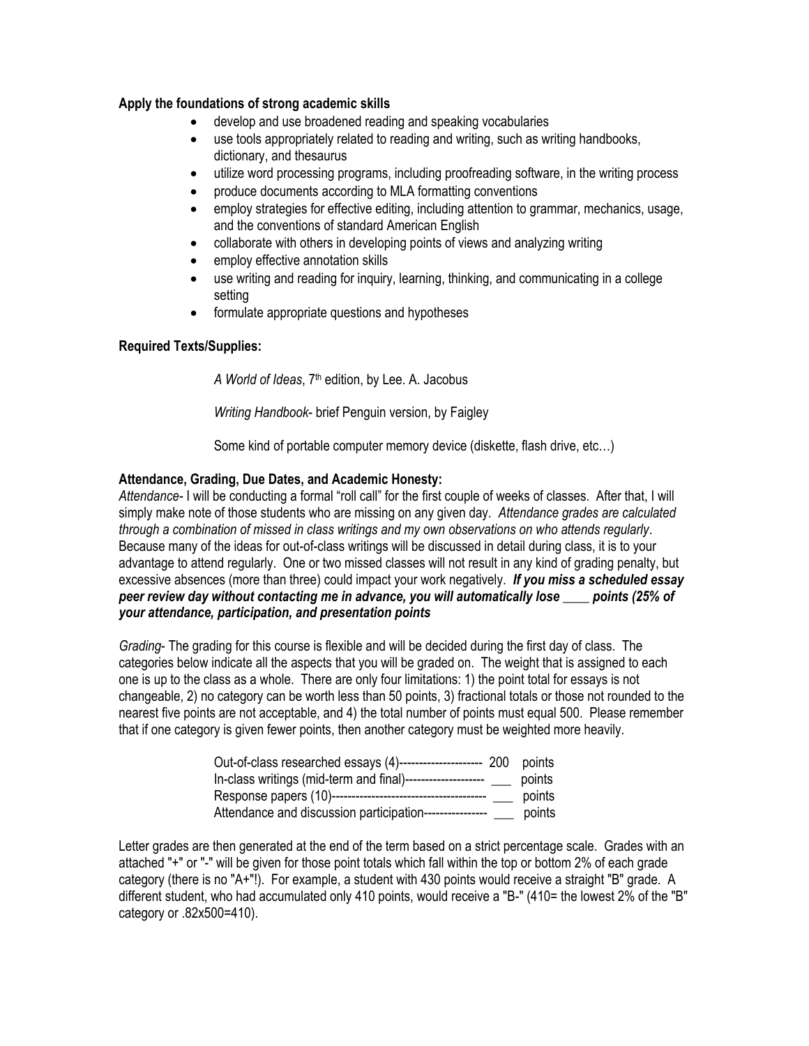**Apply the foundations of strong academic skills**

- develop and use broadened reading and speaking vocabularies
- use tools appropriately related to reading and writing, such as writing handbooks, dictionary, and thesaurus
- utilize word processing programs, including proofreading software, in the writing process
- produce documents according to MLA formatting conventions
- employ strategies for effective editing, including attention to grammar, mechanics, usage, and the conventions of standard American English
- collaborate with others in developing points of views and analyzing writing
- employ effective annotation skills
- use writing and reading for inquiry, learning, thinking, and communicating in a college setting
- formulate appropriate questions and hypotheses

**Required Texts/Supplies:**

*A World of Ideas*, 7th edition, by Lee. A. Jacobus

*Writing Handbook*- brief Penguin version, by Faigley

Some kind of portable computer memory device (diskette, flash drive, etc…)

**Attendance, Grading, Due Dates, and Academic Honesty:**

*Attendance*- I will be conducting a formal "roll call" for the first couple of weeks of classes. After that, I will simply make note of those students who are missing on any given day. *Attendance grades are calculated through a combination of missed in class writings and my own observations on who attends regularly*. Because many of the ideas for out-of-class writings will be discussed in detail during class, it is to your advantage to attend regularly. One or two missed classes will not result in any kind of grading penalty, but excessive absences (more than three) could impact your work negatively. ***If you miss a scheduled essay peer review day without contacting me in advance, you will automatically lose ____ points (25% of your attendance, participation, and presentation points***

*Grading*- The grading for this course is flexible and will be decided during the first day of class. The categories below indicate all the aspects that you will be graded on. The weight that is assigned to each one is up to the class as a whole. There are only four limitations: 1) the point total for essays is not changeable, 2) no category can be worth less than 50 points, 3) fractional totals or those not rounded to the nearest five points are not acceptable, and 4) the total number of points must equal 500. Please remember that if one category is given fewer points, then another category must be weighted more heavily.

Out-of-class researched essays (4)--------------------- 200 points
In-class writings (mid-term and final)-------------------- ___ points
Response papers (10)-------------------------------------- ___ points
Attendance and discussion participation---------------- ___ points

Letter grades are then generated at the end of the term based on a strict percentage scale. Grades with an attached "+" or "-" will be given for those point totals which fall within the top or bottom 2% of each grade category (there is no "A+"!). For example, a student with 430 points would receive a straight "B" grade. A different student, who had accumulated only 410 points, would receive a "B-" (410= the lowest 2% of the "B" category or .82x500=410).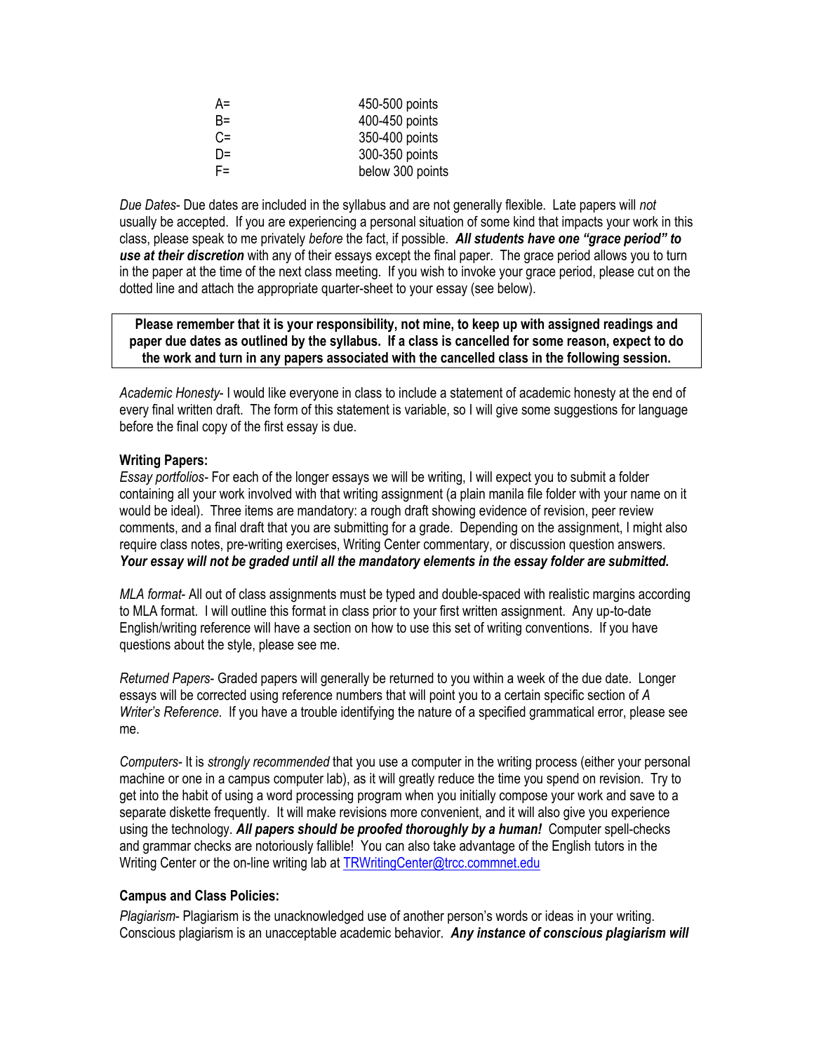| | |
|---|---|
| A= | 450-500 points |
| B= | 400-450 points |
| C= | 350-400 points |
| D= | 300-350 points |
| F= | below 300 points |

*Due Dates*- Due dates are included in the syllabus and are not generally flexible. Late papers will *not* usually be accepted. If you are experiencing a personal situation of some kind that impacts your work in this class, please speak to me privately *before* the fact, if possible. ***All students have one "grace period" to use at their discretion*** with any of their essays except the final paper. The grace period allows you to turn in the paper at the time of the next class meeting. If you wish to invoke your grace period, please cut on the dotted line and attach the appropriate quarter-sheet to your essay (see below).

**Please remember that it is your responsibility, not mine, to keep up with assigned readings and paper due dates as outlined by the syllabus. If a class is cancelled for some reason, expect to do the work and turn in any papers associated with the cancelled class in the following session.**

*Academic Honesty*- I would like everyone in class to include a statement of academic honesty at the end of every final written draft. The form of this statement is variable, so I will give some suggestions for language before the final copy of the first essay is due.

**Writing Papers:**

*Essay portfolios*- For each of the longer essays we will be writing, I will expect you to submit a folder containing all your work involved with that writing assignment (a plain manila file folder with your name on it would be ideal). Three items are mandatory: a rough draft showing evidence of revision, peer review comments, and a final draft that you are submitting for a grade. Depending on the assignment, I might also require class notes, pre-writing exercises, Writing Center commentary, or discussion question answers. ***Your essay will not be graded until all the mandatory elements in the essay folder are submitted.***

*MLA format*- All out of class assignments must be typed and double-spaced with realistic margins according to MLA format. I will outline this format in class prior to your first written assignment. Any up-to-date English/writing reference will have a section on how to use this set of writing conventions. If you have questions about the style, please see me.

*Returned Papers*- Graded papers will generally be returned to you within a week of the due date. Longer essays will be corrected using reference numbers that will point you to a certain specific section of *A Writer's Reference*. If you have a trouble identifying the nature of a specified grammatical error, please see me.

*Computers*- It is *strongly recommended* that you use a computer in the writing process (either your personal machine or one in a campus computer lab), as it will greatly reduce the time you spend on revision. Try to get into the habit of using a word processing program when you initially compose your work and save to a separate diskette frequently. It will make revisions more convenient, and it will also give you experience using the technology. ***All papers should be proofed thoroughly by a human!*** Computer spell-checks and grammar checks are notoriously fallible! You can also take advantage of the English tutors in the Writing Center or the on-line writing lab at TRWritingCenter@trcc.commnet.edu

**Campus and Class Policies:**

*Plagiarism*- Plagiarism is the unacknowledged use of another person's words or ideas in your writing. Conscious plagiarism is an unacceptable academic behavior. ***Any instance of conscious plagiarism will***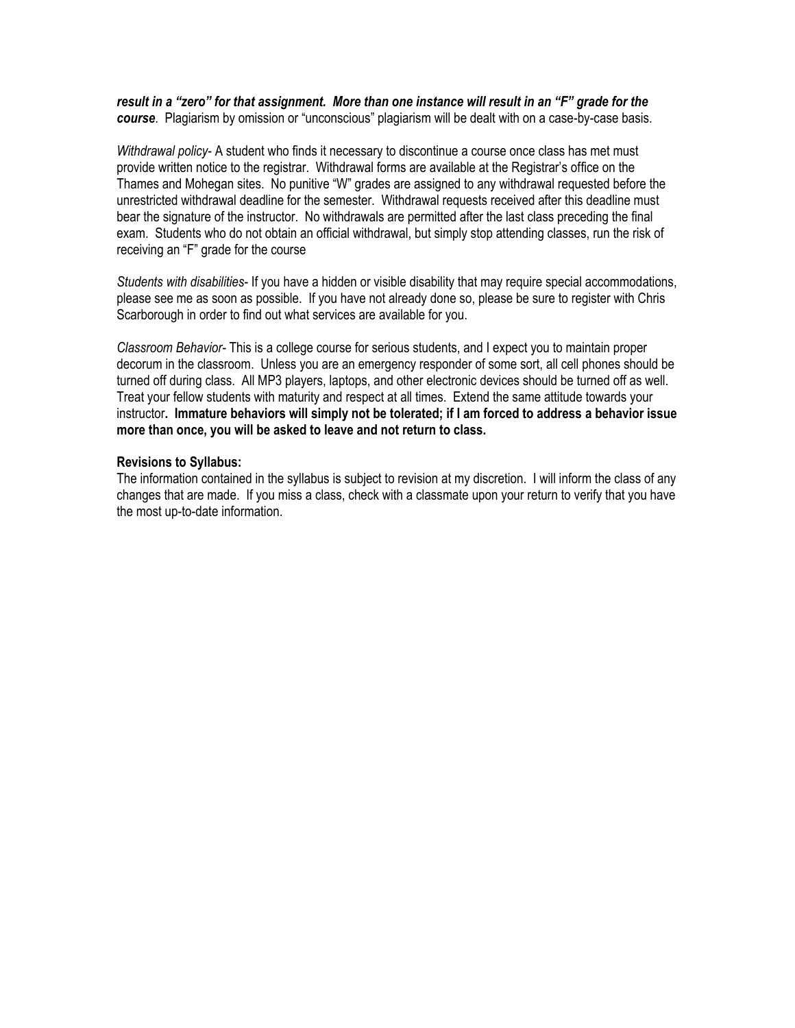***result in a "zero" for that assignment. More than one instance will result in an "F" grade for the course***. Plagiarism by omission or "unconscious" plagiarism will be dealt with on a case-by-case basis.

*Withdrawal policy*- A student who finds it necessary to discontinue a course once class has met must provide written notice to the registrar. Withdrawal forms are available at the Registrar's office on the Thames and Mohegan sites. No punitive "W" grades are assigned to any withdrawal requested before the unrestricted withdrawal deadline for the semester. Withdrawal requests received after this deadline must bear the signature of the instructor. No withdrawals are permitted after the last class preceding the final exam. Students who do not obtain an official withdrawal, but simply stop attending classes, run the risk of receiving an "F" grade for the course

*Students with disabilities*- If you have a hidden or visible disability that may require special accommodations, please see me as soon as possible. If you have not already done so, please be sure to register with Chris Scarborough in order to find out what services are available for you.

*Classroom Behavior*- This is a college course for serious students, and I expect you to maintain proper decorum in the classroom. Unless you are an emergency responder of some sort, all cell phones should be turned off during class. All MP3 players, laptops, and other electronic devices should be turned off as well. Treat your fellow students with maturity and respect at all times. Extend the same attitude towards your instructor**. Immature behaviors will simply not be tolerated; if I am forced to address a behavior issue more than once, you will be asked to leave and not return to class.**

**Revisions to Syllabus:**

The information contained in the syllabus is subject to revision at my discretion. I will inform the class of any changes that are made. If you miss a class, check with a classmate upon your return to verify that you have the most up-to-date information.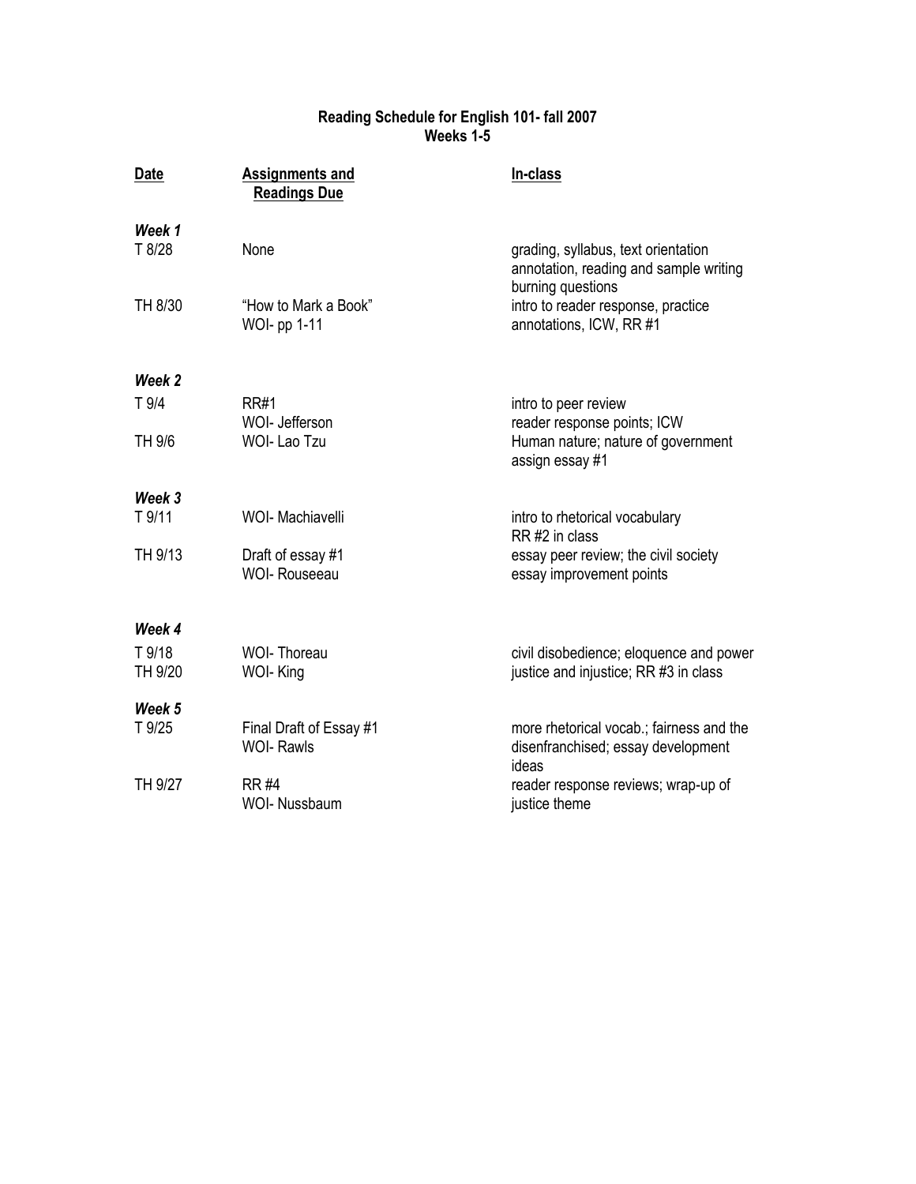**Reading Schedule for English 101- fall 2007**
**Weeks 1-5**

| Date | Assignments and Readings Due | In-class |
|---|---|---|
| ***Week 1*** | | |
| T 8/28 | None | grading, syllabus, text orientation annotation, reading and sample writing burning questions |
| TH 8/30 | "How to Mark a Book" WOI- pp 1-11 | intro to reader response, practice annotations, ICW, RR #1 |
| ***Week 2*** | | |
| T 9/4 | RR#1 WOI- Jefferson | intro to peer review reader response points; ICW |
| TH 9/6 | WOI- Lao Tzu | Human nature; nature of government assign essay #1 |
| ***Week 3*** | | |
| T 9/11 | WOI- Machiavelli | intro to rhetorical vocabulary RR #2 in class |
| TH 9/13 | Draft of essay #1 WOI- Rouseeau | essay peer review; the civil society essay improvement points |
| ***Week 4*** | | |
| T 9/18 | WOI- Thoreau | civil disobedience; eloquence and power |
| TH 9/20 | WOI- King | justice and injustice; RR #3 in class |
| ***Week 5*** | | |
| T 9/25 | Final Draft of Essay #1 WOI- Rawls | more rhetorical vocab.; fairness and the disenfranchised; essay development ideas |
| TH 9/27 | RR #4 WOI- Nussbaum | reader response reviews; wrap-up of justice theme |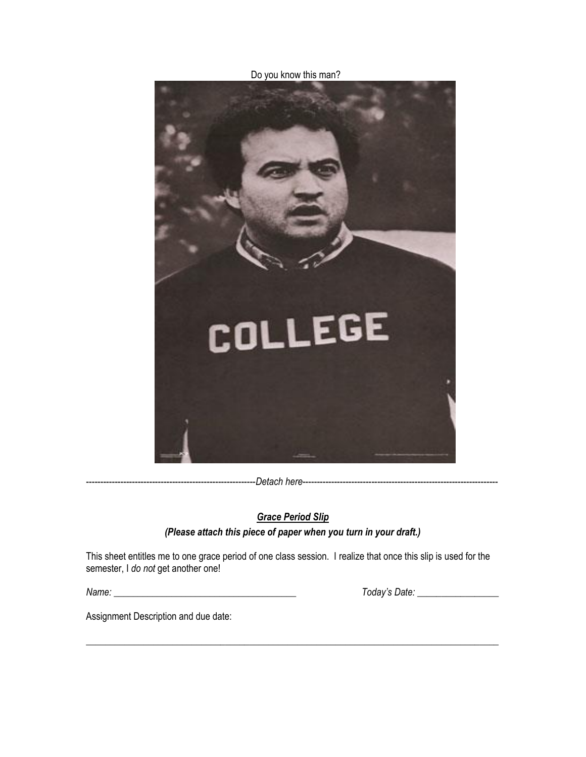Do you know this man?

-----------------------------------------------------------*Detach here*-----------------------------------------------------------------

***Grace Period Slip***

***(Please attach this piece of paper when you turn in your draft.)***

This sheet entitles me to one grace period of one class session. I realize that once this slip is used for the semester, I *do not* get another one!

*Name:* ______________________________________ *Today's Date:* _________________

Assignment Description and due date:

_____________________________________________________________________________________